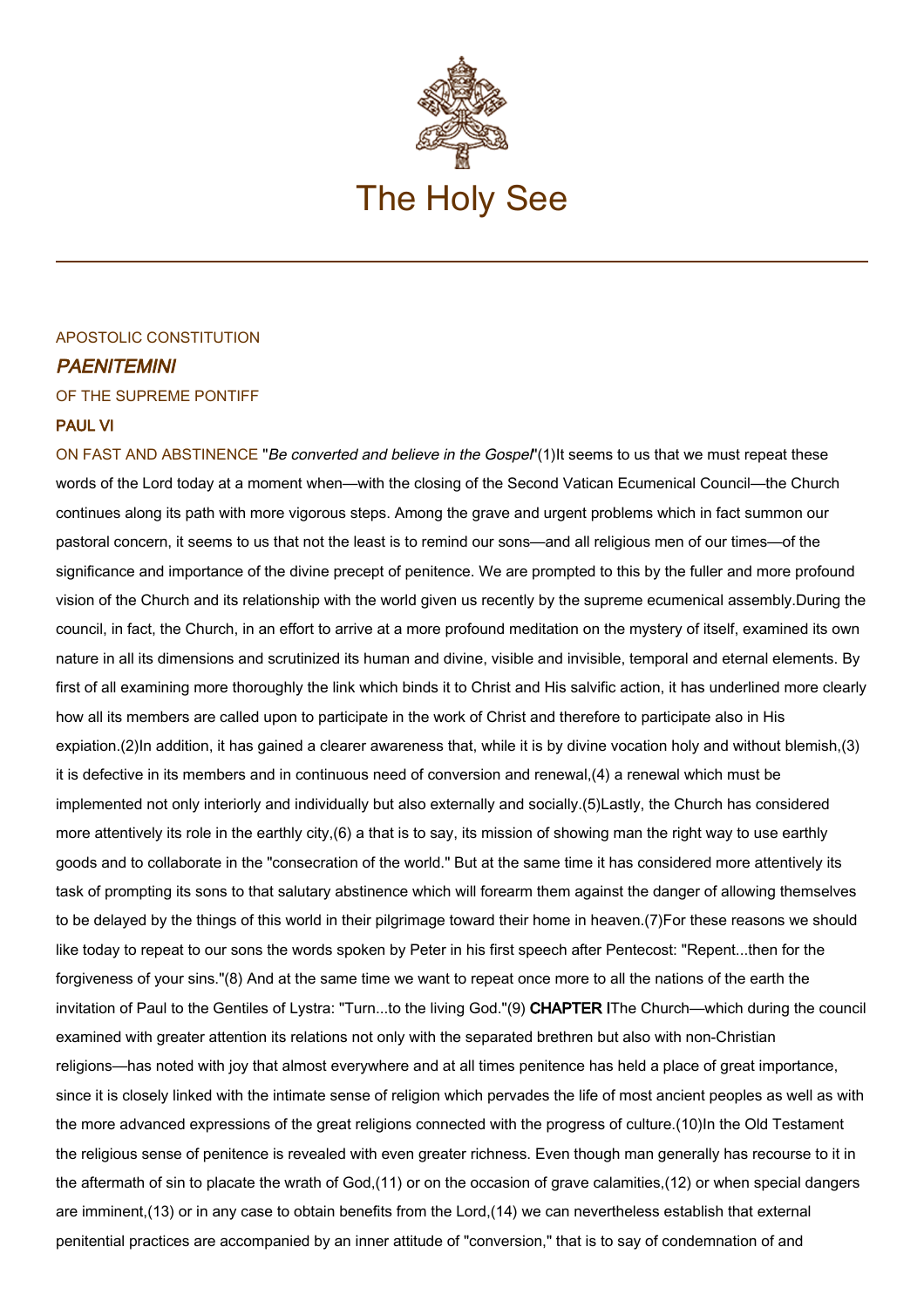# The Holy See

APOSTOLIC CONSTITUTION

## *PAENITEMINI*

OF THE SUPREME PONTIFF

### PAUL VI

ON FAST AND ABSTINENCE

"*Be converted and believe in the Gospel*"(1)

It seems to us that we must repeat these words of the Lord today at a moment when—with the closing of the Second Vatican Ecumenical Council—the Church continues along its path with more vigorous steps. Among the grave and urgent problems which in fact summon our pastoral concern, it seems to us that not the least is to remind our sons—and all religious men of our times—of the significance and importance of the divine precept of penitence. We are prompted to this by the fuller and more profound vision of the Church and its relationship with the world given us recently by the supreme ecumenical assembly.

During the council, in fact, the Church, in an effort to arrive at a more profound meditation on the mystery of itself, examined its own nature in all its dimensions and scrutinized its human and divine, visible and invisible, temporal and eternal elements. By first of all examining more thoroughly the link which binds it to Christ and His salvific action, it has underlined more clearly how all its members are called upon to participate in the work of Christ and therefore to participate also in His expiation.(2)

In addition, it has gained a clearer awareness that, while it is by divine vocation holy and without blemish,(3) it is defective in its members and in continuous need of conversion and renewal,(4) a renewal which must be implemented not only interiorly and individually but also externally and socially.(5)

Lastly, the Church has considered more attentively its role in the earthly city,(6) a that is to say, its mission of showing man the right way to use earthly goods and to collaborate in the "consecration of the world." But at the same time it has considered more attentively its task of prompting its sons to that salutary abstinence which will forearm them against the danger of allowing themselves to be delayed by the things of this world in their pilgrimage toward their home in heaven.(7)

For these reasons we should like today to repeat to our sons the words spoken by Peter in his first speech after Pentecost: "Repent...then for the forgiveness of your sins."(8) And at the same time we want to repeat once more to all the nations of the earth the invitation of Paul to the Gentiles of Lystra: "Turn...to the living God."(9)

### CHAPTER I

The Church—which during the council examined with greater attention its relations not only with the separated brethren but also with non-Christian religions—has noted with joy that almost everywhere and at all times penitence has held a place of great importance, since it is closely linked with the intimate sense of religion which pervades the life of most ancient peoples as well as with the more advanced expressions of the great religions connected with the progress of culture.(10)

In the Old Testament the religious sense of penitence is revealed with even greater richness. Even though man generally has recourse to it in the aftermath of sin to placate the wrath of God,(11) or on the occasion of grave calamities,(12) or when special dangers are imminent,(13) or in any case to obtain benefits from the Lord,(14) we can nevertheless establish that external penitential practices are accompanied by an inner attitude of "conversion," that is to say of condemnation of and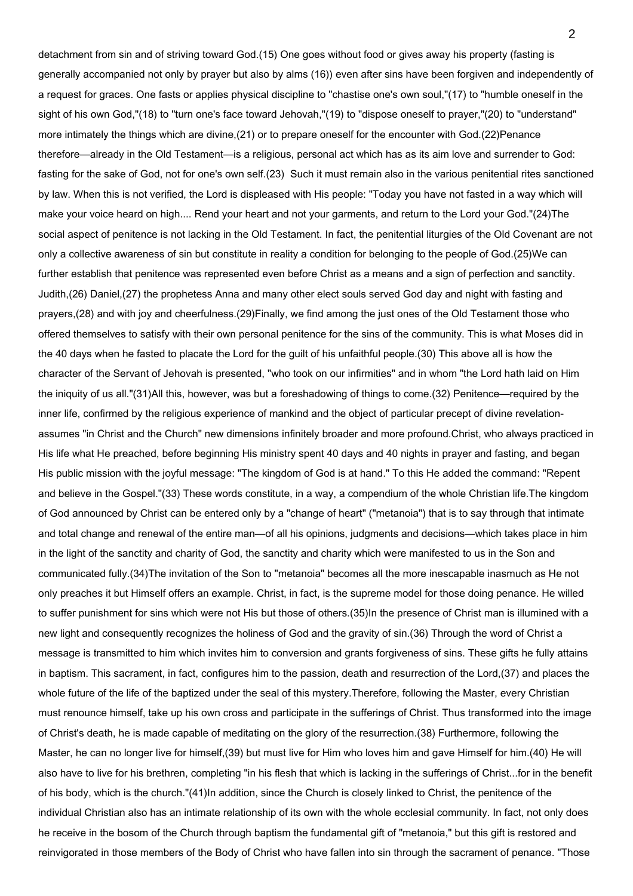detachment from sin and of striving toward God.(15) One goes without food or gives away his property (fasting is generally accompanied not only by prayer but also by alms (16)) even after sins have been forgiven and independently of a request for graces. One fasts or applies physical discipline to "chastise one's own soul,"(17) to "humble oneself in the sight of his own God,"(18) to "turn one's face toward Jehovah,"(19) to "dispose oneself to prayer,"(20) to "understand" more intimately the things which are divine,(21) or to prepare oneself for the encounter with God.(22)Penance therefore—already in the Old Testament—is a religious, personal act which has as its aim love and surrender to God: fasting for the sake of God, not for one's own self.(23) Such it must remain also in the various penitential rites sanctioned by law. When this is not verified, the Lord is displeased with His people: "Today you have not fasted in a way which will make your voice heard on high.... Rend your heart and not your garments, and return to the Lord your God."(24)The social aspect of penitence is not lacking in the Old Testament. In fact, the penitential liturgies of the Old Covenant are not only a collective awareness of sin but constitute in reality a condition for belonging to the people of God.(25)We can further establish that penitence was represented even before Christ as a means and a sign of perfection and sanctity. Judith,(26) Daniel,(27) the prophetess Anna and many other elect souls served God day and night with fasting and prayers,(28) and with joy and cheerfulness.(29)Finally, we find among the just ones of the Old Testament those who offered themselves to satisfy with their own personal penitence for the sins of the community. This is what Moses did in the 40 days when he fasted to placate the Lord for the guilt of his unfaithful people.(30) This above all is how the character of the Servant of Jehovah is presented, "who took on our infirmities" and in whom "the Lord hath laid on Him the iniquity of us all."(31)All this, however, was but a foreshadowing of things to come.(32) Penitence—required by the inner life, confirmed by the religious experience of mankind and the object of particular precept of divine revelation-assumes "in Christ and the Church" new dimensions infinitely broader and more profound.Christ, who always practiced in His life what He preached, before beginning His ministry spent 40 days and 40 nights in prayer and fasting, and began His public mission with the joyful message: "The kingdom of God is at hand." To this He added the command: "Repent and believe in the Gospel."(33) These words constitute, in a way, a compendium of the whole Christian life.The kingdom of God announced by Christ can be entered only by a "change of heart" ("metanoia") that is to say through that intimate and total change and renewal of the entire man—of all his opinions, judgments and decisions—which takes place in him in the light of the sanctity and charity of God, the sanctity and charity which were manifested to us in the Son and communicated fully.(34)The invitation of the Son to "metanoia" becomes all the more inescapable inasmuch as He not only preaches it but Himself offers an example. Christ, in fact, is the supreme model for those doing penance. He willed to suffer punishment for sins which were not His but those of others.(35)In the presence of Christ man is illumined with a new light and consequently recognizes the holiness of God and the gravity of sin.(36) Through the word of Christ a message is transmitted to him which invites him to conversion and grants forgiveness of sins. These gifts he fully attains in baptism. This sacrament, in fact, configures him to the passion, death and resurrection of the Lord,(37) and places the whole future of the life of the baptized under the seal of this mystery.Therefore, following the Master, every Christian must renounce himself, take up his own cross and participate in the sufferings of Christ. Thus transformed into the image of Christ's death, he is made capable of meditating on the glory of the resurrection.(38) Furthermore, following the Master, he can no longer live for himself,(39) but must live for Him who loves him and gave Himself for him.(40) He will also have to live for his brethren, completing "in his flesh that which is lacking in the sufferings of Christ...for in the benefit of his body, which is the church."(41)In addition, since the Church is closely linked to Christ, the penitence of the individual Christian also has an intimate relationship of its own with the whole ecclesial community. In fact, not only does he receive in the bosom of the Church through baptism the fundamental gift of "metanoia," but this gift is restored and reinvigorated in those members of the Body of Christ who have fallen into sin through the sacrament of penance. "Those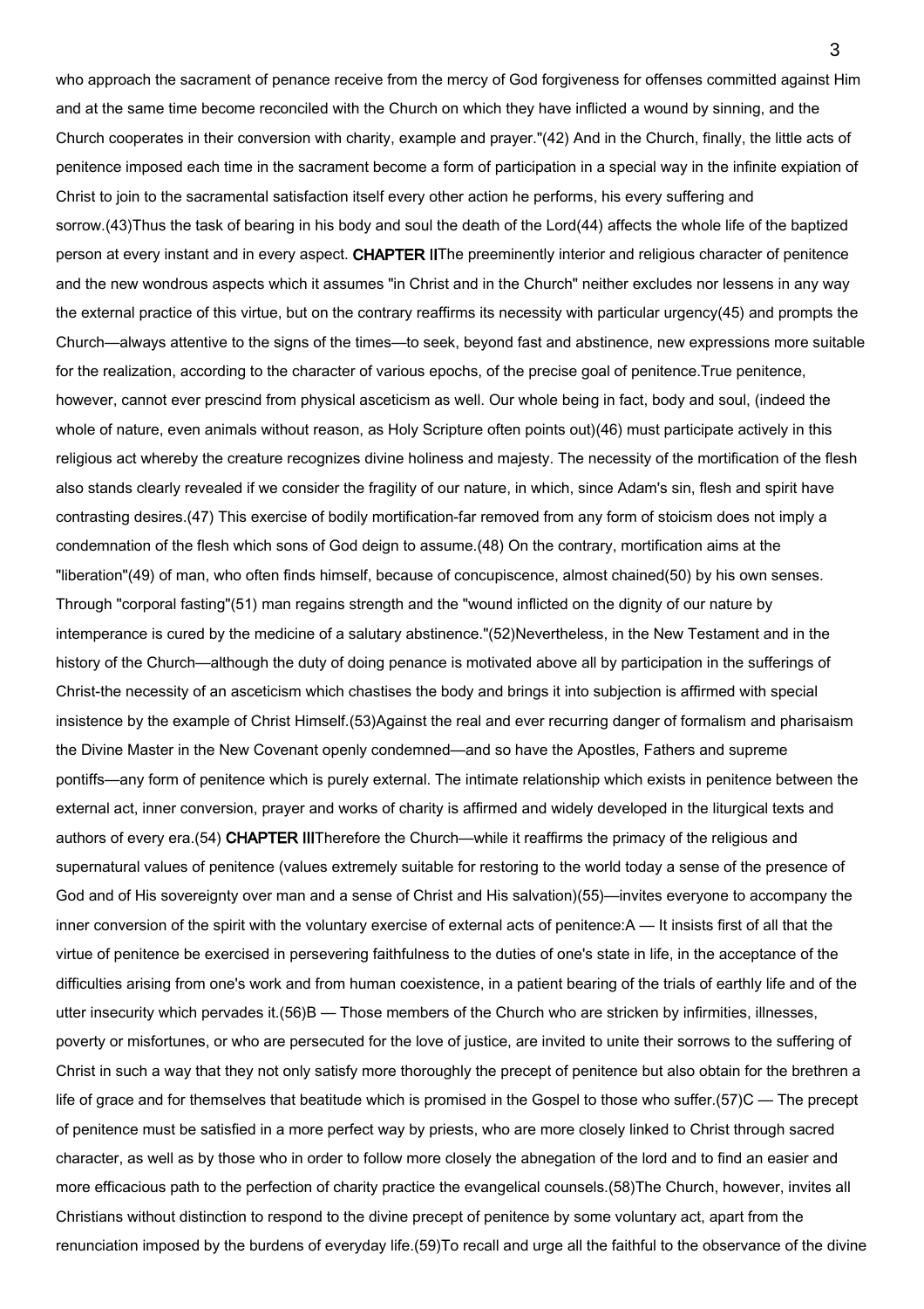who approach the sacrament of penance receive from the mercy of God forgiveness for offenses committed against Him and at the same time become reconciled with the Church on which they have inflicted a wound by sinning, and the Church cooperates in their conversion with charity, example and prayer."(42) And in the Church, finally, the little acts of penitence imposed each time in the sacrament become a form of participation in a special way in the infinite expiation of Christ to join to the sacramental satisfaction itself every other action he performs, his every suffering and sorrow.(43)Thus the task of bearing in his body and soul the death of the Lord(44) affects the whole life of the baptized person at every instant and in every aspect.

## CHAPTER II

The preeminently interior and religious character of penitence and the new wondrous aspects which it assumes "in Christ and in the Church" neither excludes nor lessens in any way the external practice of this virtue, but on the contrary reaffirms its necessity with particular urgency(45) and prompts the Church—always attentive to the signs of the times—to seek, beyond fast and abstinence, new expressions more suitable for the realization, according to the character of various epochs, of the precise goal of penitence.True penitence, however, cannot ever prescind from physical asceticism as well. Our whole being in fact, body and soul, (indeed the whole of nature, even animals without reason, as Holy Scripture often points out)(46) must participate actively in this religious act whereby the creature recognizes divine holiness and majesty. The necessity of the mortification of the flesh also stands clearly revealed if we consider the fragility of our nature, in which, since Adam's sin, flesh and spirit have contrasting desires.(47) This exercise of bodily mortification-far removed from any form of stoicism does not imply a condemnation of the flesh which sons of God deign to assume.(48) On the contrary, mortification aims at the "liberation"(49) of man, who often finds himself, because of concupiscence, almost chained(50) by his own senses. Through "corporal fasting"(51) man regains strength and the "wound inflicted on the dignity of our nature by intemperance is cured by the medicine of a salutary abstinence."(52)Nevertheless, in the New Testament and in the history of the Church—although the duty of doing penance is motivated above all by participation in the sufferings of Christ-the necessity of an asceticism which chastises the body and brings it into subjection is affirmed with special insistence by the example of Christ Himself.(53)Against the real and ever recurring danger of formalism and pharisaism the Divine Master in the New Covenant openly condemned—and so have the Apostles, Fathers and supreme pontiffs—any form of penitence which is purely external. The intimate relationship which exists in penitence between the external act, inner conversion, prayer and works of charity is affirmed and widely developed in the liturgical texts and authors of every era.(54)

## CHAPTER III

Therefore the Church—while it reaffirms the primacy of the religious and supernatural values of penitence (values extremely suitable for restoring to the world today a sense of the presence of God and of His sovereignty over man and a sense of Christ and His salvation)(55)—invites everyone to accompany the inner conversion of the spirit with the voluntary exercise of external acts of penitence:A — It insists first of all that the virtue of penitence be exercised in persevering faithfulness to the duties of one's state in life, in the acceptance of the difficulties arising from one's work and from human coexistence, in a patient bearing of the trials of earthly life and of the utter insecurity which pervades it.(56)B — Those members of the Church who are stricken by infirmities, illnesses, poverty or misfortunes, or who are persecuted for the love of justice, are invited to unite their sorrows to the suffering of Christ in such a way that they not only satisfy more thoroughly the precept of penitence but also obtain for the brethren a life of grace and for themselves that beatitude which is promised in the Gospel to those who suffer.(57)C — The precept of penitence must be satisfied in a more perfect way by priests, who are more closely linked to Christ through sacred character, as well as by those who in order to follow more closely the abnegation of the lord and to find an easier and more efficacious path to the perfection of charity practice the evangelical counsels.(58)The Church, however, invites all Christians without distinction to respond to the divine precept of penitence by some voluntary act, apart from the renunciation imposed by the burdens of everyday life.(59)To recall and urge all the faithful to the observance of the divine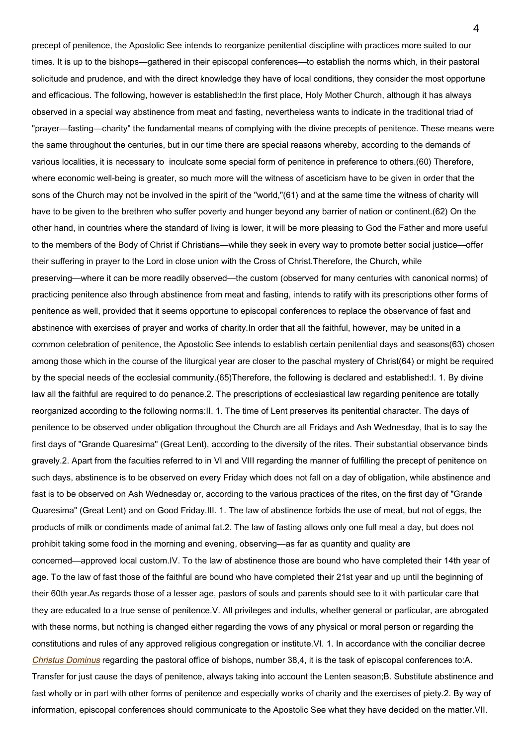precept of penitence, the Apostolic See intends to reorganize penitential discipline with practices more suited to our times. It is up to the bishops—gathered in their episcopal conferences—to establish the norms which, in their pastoral solicitude and prudence, and with the direct knowledge they have of local conditions, they consider the most opportune and efficacious. The following, however is established:In the first place, Holy Mother Church, although it has always observed in a special way abstinence from meat and fasting, nevertheless wants to indicate in the traditional triad of "prayer—fasting—charity" the fundamental means of complying with the divine precepts of penitence. These means were the same throughout the centuries, but in our time there are special reasons whereby, according to the demands of various localities, it is necessary to inculcate some special form of penitence in preference to others.(60) Therefore, where economic well-being is greater, so much more will the witness of asceticism have to be given in order that the sons of the Church may not be involved in the spirit of the "world,"(61) and at the same time the witness of charity will have to be given to the brethren who suffer poverty and hunger beyond any barrier of nation or continent.(62) On the other hand, in countries where the standard of living is lower, it will be more pleasing to God the Father and more useful to the members of the Body of Christ if Christians—while they seek in every way to promote better social justice—offer their suffering in prayer to the Lord in close union with the Cross of Christ.Therefore, the Church, while preserving—where it can be more readily observed—the custom (observed for many centuries with canonical norms) of practicing penitence also through abstinence from meat and fasting, intends to ratify with its prescriptions other forms of penitence as well, provided that it seems opportune to episcopal conferences to replace the observance of fast and abstinence with exercises of prayer and works of charity.In order that all the faithful, however, may be united in a common celebration of penitence, the Apostolic See intends to establish certain penitential days and seasons(63) chosen among those which in the course of the liturgical year are closer to the paschal mystery of Christ(64) or might be required by the special needs of the ecclesial community.(65)Therefore, the following is declared and established:I. 1. By divine law all the faithful are required to do penance.2. The prescriptions of ecclesiastical law regarding penitence are totally reorganized according to the following norms:II. 1. The time of Lent preserves its penitential character. The days of penitence to be observed under obligation throughout the Church are all Fridays and Ash Wednesday, that is to say the first days of "Grande Quaresima" (Great Lent), according to the diversity of the rites. Their substantial observance binds gravely.2. Apart from the faculties referred to in VI and VIII regarding the manner of fulfilling the precept of penitence on such days, abstinence is to be observed on every Friday which does not fall on a day of obligation, while abstinence and fast is to be observed on Ash Wednesday or, according to the various practices of the rites, on the first day of "Grande Quaresima" (Great Lent) and on Good Friday.III. 1. The law of abstinence forbids the use of meat, but not of eggs, the products of milk or condiments made of animal fat.2. The law of fasting allows only one full meal a day, but does not prohibit taking some food in the morning and evening, observing—as far as quantity and quality are concerned—approved local custom.IV. To the law of abstinence those are bound who have completed their 14th year of age. To the law of fast those of the faithful are bound who have completed their 21st year and up until the beginning of their 60th year.As regards those of a lesser age, pastors of souls and parents should see to it with particular care that they are educated to a true sense of penitence.V. All privileges and indults, whether general or particular, are abrogated with these norms, but nothing is changed either regarding the vows of any physical or moral person or regarding the constitutions and rules of any approved religious congregation or institute.VI. 1. In accordance with the conciliar decree *Christus Dominus* regarding the pastoral office of bishops, number 38,4, it is the task of episcopal conferences to:A. Transfer for just cause the days of penitence, always taking into account the Lenten season;B. Substitute abstinence and fast wholly or in part with other forms of penitence and especially works of charity and the exercises of piety.2. By way of information, episcopal conferences should communicate to the Apostolic See what they have decided on the matter.VII.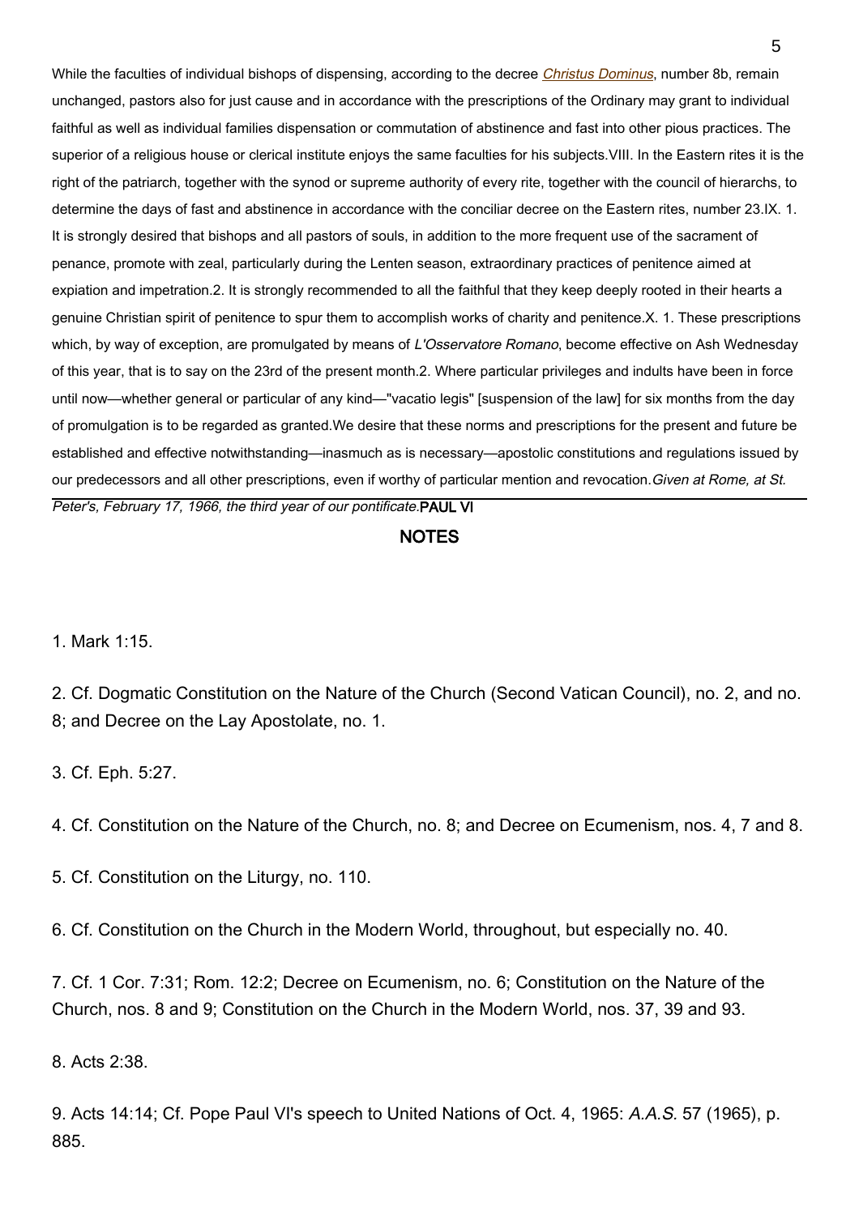While the faculties of individual bishops of dispensing, according to the decree *Christus Dominus*, number 8b, remain unchanged, pastors also for just cause and in accordance with the prescriptions of the Ordinary may grant to individual faithful as well as individual families dispensation or commutation of abstinence and fast into other pious practices. The superior of a religious house or clerical institute enjoys the same faculties for his subjects.

VIII. In the Eastern rites it is the right of the patriarch, together with the synod or supreme authority of every rite, together with the council of hierarchs, to determine the days of fast and abstinence in accordance with the conciliar decree on the Eastern rites, number 23.

IX. 1. It is strongly desired that bishops and all pastors of souls, in addition to the more frequent use of the sacrament of penance, promote with zeal, particularly during the Lenten season, extraordinary practices of penitence aimed at expiation and impetration.

2. It is strongly recommended to all the faithful that they keep deeply rooted in their hearts a genuine Christian spirit of penitence to spur them to accomplish works of charity and penitence.

X. 1. These prescriptions which, by way of exception, are promulgated by means of *L'Osservatore Romano*, become effective on Ash Wednesday of this year, that is to say on the 23rd of the present month.

2. Where particular privileges and indults have been in force until now—whether general or particular of any kind—"vacatio legis" [suspension of the law] for six months from the day of promulgation is to be regarded as granted.

We desire that these norms and prescriptions for the present and future be established and effective notwithstanding—inasmuch as is necessary—apostolic constitutions and regulations issued by our predecessors and all other prescriptions, even if worthy of particular mention and revocation.

*Given at Rome, at St. Peter's, February 17, 1966, the third year of our pontificate.*

**PAUL VI**

## NOTES

1. Mark 1:15.

2. Cf. Dogmatic Constitution on the Nature of the Church (Second Vatican Council), no. 2, and no. 8; and Decree on the Lay Apostolate, no. 1.

3. Cf. Eph. 5:27.

4. Cf. Constitution on the Nature of the Church, no. 8; and Decree on Ecumenism, nos. 4, 7 and 8.

5. Cf. Constitution on the Liturgy, no. 110.

6. Cf. Constitution on the Church in the Modern World, throughout, but especially no. 40.

7. Cf. 1 Cor. 7:31; Rom. 12:2; Decree on Ecumenism, no. 6; Constitution on the Nature of the Church, nos. 8 and 9; Constitution on the Church in the Modern World, nos. 37, 39 and 93.

8. Acts 2:38.

9. Acts 14:14; Cf. Pope Paul VI's speech to United Nations of Oct. 4, 1965: *A.A.S.* 57 (1965), p. 885.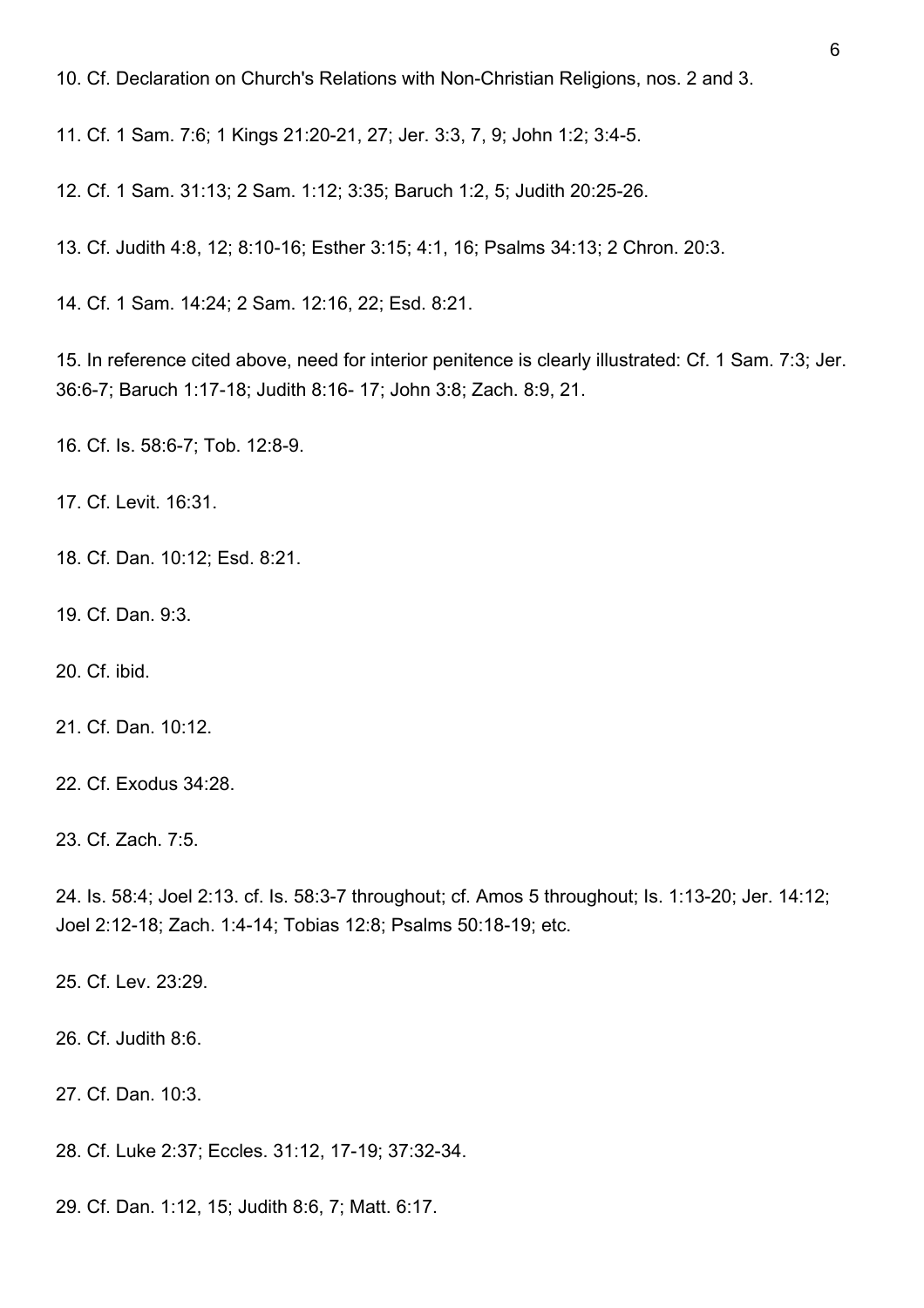10. Cf. Declaration on Church's Relations with Non-Christian Religions, nos. 2 and 3.

11. Cf. 1 Sam. 7:6; 1 Kings 21:20-21, 27; Jer. 3:3, 7, 9; John 1:2; 3:4-5.

12. Cf. 1 Sam. 31:13; 2 Sam. 1:12; 3:35; Baruch 1:2, 5; Judith 20:25-26.

13. Cf. Judith 4:8, 12; 8:10-16; Esther 3:15; 4:1, 16; Psalms 34:13; 2 Chron. 20:3.

14. Cf. 1 Sam. 14:24; 2 Sam. 12:16, 22; Esd. 8:21.

15. In reference cited above, need for interior penitence is clearly illustrated: Cf. 1 Sam. 7:3; Jer. 36:6-7; Baruch 1:17-18; Judith 8:16- 17; John 3:8; Zach. 8:9, 21.

16. Cf. Is. 58:6-7; Tob. 12:8-9.

17. Cf. Levit. 16:31.

18. Cf. Dan. 10:12; Esd. 8:21.

19. Cf. Dan. 9:3.

20. Cf. ibid.

21. Cf. Dan. 10:12.

22. Cf. Exodus 34:28.

23. Cf. Zach. 7:5.

24. Is. 58:4; Joel 2:13. cf. Is. 58:3-7 throughout; cf. Amos 5 throughout; Is. 1:13-20; Jer. 14:12; Joel 2:12-18; Zach. 1:4-14; Tobias 12:8; Psalms 50:18-19; etc.

25. Cf. Lev. 23:29.

26. Cf. Judith 8:6.

27. Cf. Dan. 10:3.

28. Cf. Luke 2:37; Eccles. 31:12, 17-19; 37:32-34.

29. Cf. Dan. 1:12, 15; Judith 8:6, 7; Matt. 6:17.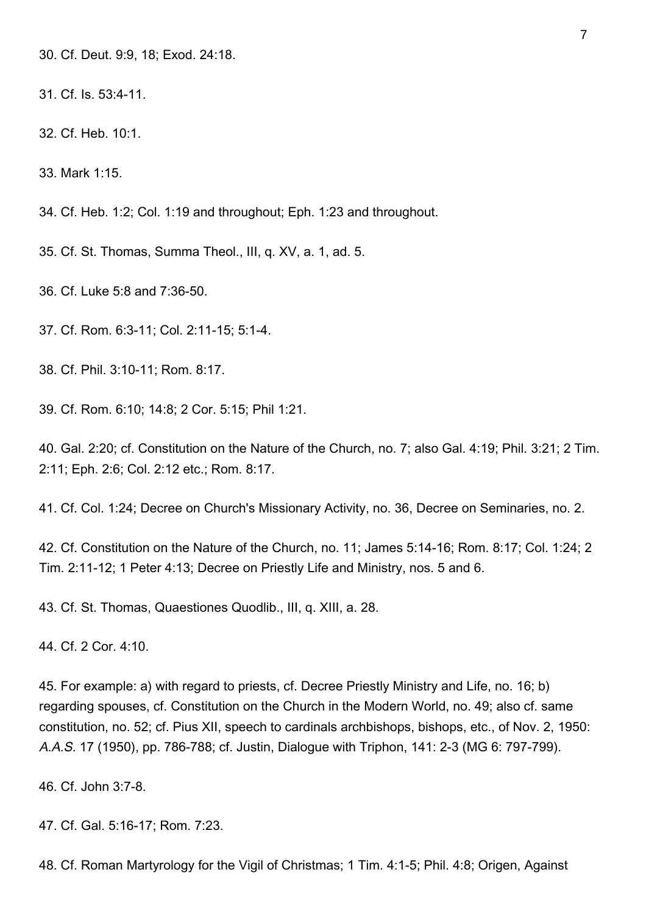30. Cf. Deut. 9:9, 18; Exod. 24:18.

31. Cf. Is. 53:4-11.

32. Cf. Heb. 10:1.

33. Mark 1:15.

34. Cf. Heb. 1:2; Col. 1:19 and throughout; Eph. 1:23 and throughout.

35. Cf. St. Thomas, Summa Theol., III, q. XV, a. 1, ad. 5.

36. Cf. Luke 5:8 and 7:36-50.

37. Cf. Rom. 6:3-11; Col. 2:11-15; 5:1-4.

38. Cf. Phil. 3:10-11; Rom. 8:17.

39. Cf. Rom. 6:10; 14:8; 2 Cor. 5:15; Phil 1:21.

40. Gal. 2:20; cf. Constitution on the Nature of the Church, no. 7; also Gal. 4:19; Phil. 3:21; 2 Tim. 2:11; Eph. 2:6; Col. 2:12 etc.; Rom. 8:17.

41. Cf. Col. 1:24; Decree on Church's Missionary Activity, no. 36, Decree on Seminaries, no. 2.

42. Cf. Constitution on the Nature of the Church, no. 11; James 5:14-16; Rom. 8:17; Col. 1:24; 2 Tim. 2:11-12; 1 Peter 4:13; Decree on Priestly Life and Ministry, nos. 5 and 6.

43. Cf. St. Thomas, Quaestiones Quodlib., III, q. XIII, a. 28.

44. Cf. 2 Cor. 4:10.

45. For example: a) with regard to priests, cf. Decree Priestly Ministry and Life, no. 16; b) regarding spouses, cf. Constitution on the Church in the Modern World, no. 49; also cf. same constitution, no. 52; cf. Pius XII, speech to cardinals archbishops, bishops, etc., of Nov. 2, 1950: *A.A.S.* 17 (1950), pp. 786-788; cf. Justin, Dialogue with Triphon, 141: 2-3 (MG 6: 797-799).

46. Cf. John 3:7-8.

47. Cf. Gal. 5:16-17; Rom. 7:23.

48. Cf. Roman Martyrology for the Vigil of Christmas; 1 Tim. 4:1-5; Phil. 4:8; Origen, Against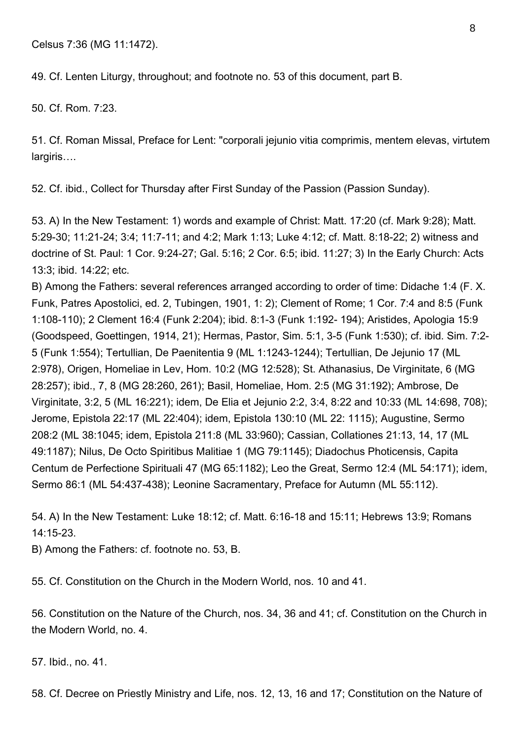Celsus 7:36 (MG 11:1472).

49. Cf. Lenten Liturgy, throughout; and footnote no. 53 of this document, part B.

50. Cf. Rom. 7:23.

51. Cf. Roman Missal, Preface for Lent: "corporali jejunio vitia comprimis, mentem elevas, virtutem largiris….

52. Cf. ibid., Collect for Thursday after First Sunday of the Passion (Passion Sunday).

53. A) In the New Testament: 1) words and example of Christ: Matt. 17:20 (cf. Mark 9:28); Matt. 5:29-30; 11:21-24; 3:4; 11:7-11; and 4:2; Mark 1:13; Luke 4:12; cf. Matt. 8:18-22; 2) witness and doctrine of St. Paul: 1 Cor. 9:24-27; Gal. 5:16; 2 Cor. 6:5; ibid. 11:27; 3) In the Early Church: Acts 13:3; ibid. 14:22; etc.
B) Among the Fathers: several references arranged according to order of time: Didache 1:4 (F. X. Funk, Patres Apostolici, ed. 2, Tubingen, 1901, 1: 2); Clement of Rome; 1 Cor. 7:4 and 8:5 (Funk 1:108-110); 2 Clement 16:4 (Funk 2:204); ibid. 8:1-3 (Funk 1:192- 194); Aristides, Apologia 15:9 (Goodspeed, Goettingen, 1914, 21); Hermas, Pastor, Sim. 5:1, 3-5 (Funk 1:530); cf. ibid. Sim. 7:2-5 (Funk 1:554); Tertullian, De Paenitentia 9 (ML 1:1243-1244); Tertullian, De Jejunio 17 (ML 2:978), Origen, Homeliae in Lev, Hom. 10:2 (MG 12:528); St. Athanasius, De Virginitate, 6 (MG 28:257); ibid., 7, 8 (MG 28:260, 261); Basil, Homeliae, Hom. 2:5 (MG 31:192); Ambrose, De Virginitate, 3:2, 5 (ML 16:221); idem, De Elia et Jejunio 2:2, 3:4, 8:22 and 10:33 (ML 14:698, 708); Jerome, Epistola 22:17 (ML 22:404); idem, Epistola 130:10 (ML 22: 1115); Augustine, Sermo 208:2 (ML 38:1045; idem, Epistola 211:8 (ML 33:960); Cassian, Collationes 21:13, 14, 17 (ML 49:1187); Nilus, De Octo Spiritibus Malitiae 1 (MG 79:1145); Diadochus Photicensis, Capita Centum de Perfectione Spirituali 47 (MG 65:1182); Leo the Great, Sermo 12:4 (ML 54:171); idem, Sermo 86:1 (ML 54:437-438); Leonine Sacramentary, Preface for Autumn (ML 55:112).

54. A) In the New Testament: Luke 18:12; cf. Matt. 6:16-18 and 15:11; Hebrews 13:9; Romans 14:15-23.
B) Among the Fathers: cf. footnote no. 53, B.

55. Cf. Constitution on the Church in the Modern World, nos. 10 and 41.

56. Constitution on the Nature of the Church, nos. 34, 36 and 41; cf. Constitution on the Church in the Modern World, no. 4.

57. Ibid., no. 41.

58. Cf. Decree on Priestly Ministry and Life, nos. 12, 13, 16 and 17; Constitution on the Nature of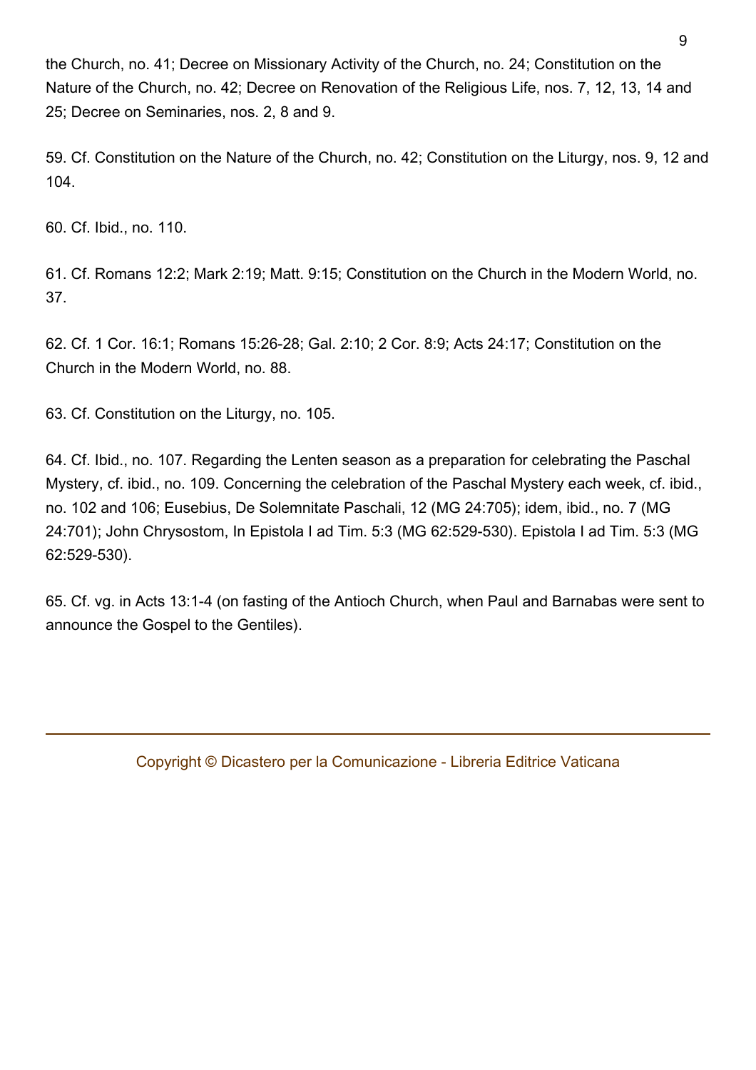the Church, no. 41; Decree on Missionary Activity of the Church, no. 24; Constitution on the Nature of the Church, no. 42; Decree on Renovation of the Religious Life, nos. 7, 12, 13, 14 and 25; Decree on Seminaries, nos. 2, 8 and 9.

59. Cf. Constitution on the Nature of the Church, no. 42; Constitution on the Liturgy, nos. 9, 12 and 104.

60. Cf. Ibid., no. 110.

61. Cf. Romans 12:2; Mark 2:19; Matt. 9:15; Constitution on the Church in the Modern World, no. 37.

62. Cf. 1 Cor. 16:1; Romans 15:26-28; Gal. 2:10; 2 Cor. 8:9; Acts 24:17; Constitution on the Church in the Modern World, no. 88.

63. Cf. Constitution on the Liturgy, no. 105.

64. Cf. Ibid., no. 107. Regarding the Lenten season as a preparation for celebrating the Paschal Mystery, cf. ibid., no. 109. Concerning the celebration of the Paschal Mystery each week, cf. ibid., no. 102 and 106; Eusebius, De Solemnitate Paschali, 12 (MG 24:705); idem, ibid., no. 7 (MG 24:701); John Chrysostom, In Epistola I ad Tim. 5:3 (MG 62:529-530). Epistola I ad Tim. 5:3 (MG 62:529-530).

65. Cf. vg. in Acts 13:1-4 (on fasting of the Antioch Church, when Paul and Barnabas were sent to announce the Gospel to the Gentiles).

---

Copyright © Dicastero per la Comunicazione - Libreria Editrice Vaticana